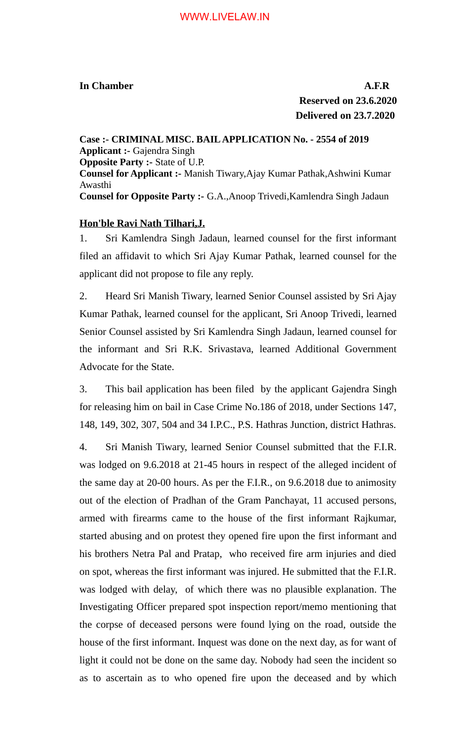**In Chamber** **A.F.R**

**Reserved on 23.6.2020**

**Delivered on 23.7.2020**

**Case :- CRIMINAL MISC. BAIL APPLICATION No. - 2554 of 2019**
**Applicant :-** Gajendra Singh
**Opposite Party :-** State of U.P.
**Counsel for Applicant :-** Manish Tiwary,Ajay Kumar Pathak,Ashwini Kumar Awasthi
**Counsel for Opposite Party :-** G.A.,Anoop Trivedi,Kamlendra Singh Jadaun

**Hon'ble Ravi Nath Tilhari,J.**

1. Sri Kamlendra Singh Jadaun, learned counsel for the first informant filed an affidavit to which Sri Ajay Kumar Pathak, learned counsel for the applicant did not propose to file any reply.

2. Heard Sri Manish Tiwary, learned Senior Counsel assisted by Sri Ajay Kumar Pathak, learned counsel for the applicant, Sri Anoop Trivedi, learned Senior Counsel assisted by Sri Kamlendra Singh Jadaun, learned counsel for the informant and Sri R.K. Srivastava, learned Additional Government Advocate for the State.

3. This bail application has been filed by the applicant Gajendra Singh for releasing him on bail in Case Crime No.186 of 2018, under Sections 147, 148, 149, 302, 307, 504 and 34 I.P.C., P.S. Hathras Junction, district Hathras.

4. Sri Manish Tiwary, learned Senior Counsel submitted that the F.I.R. was lodged on 9.6.2018 at 21-45 hours in respect of the alleged incident of the same day at 20-00 hours. As per the F.I.R., on 9.6.2018 due to animosity out of the election of Pradhan of the Gram Panchayat, 11 accused persons, armed with firearms came to the house of the first informant Rajkumar, started abusing and on protest they opened fire upon the first informant and his brothers Netra Pal and Pratap, who received fire arm injuries and died on spot, whereas the first informant was injured. He submitted that the F.I.R. was lodged with delay, of which there was no plausible explanation. The Investigating Officer prepared spot inspection report/memo mentioning that the corpse of deceased persons were found lying on the road, outside the house of the first informant. Inquest was done on the next day, as for want of light it could not be done on the same day. Nobody had seen the incident so as to ascertain as to who opened fire upon the deceased and by which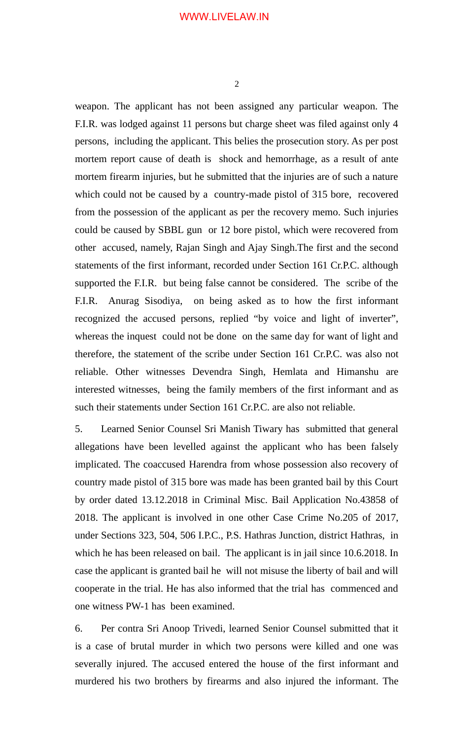weapon. The applicant has not been assigned any particular weapon. The F.I.R. was lodged against 11 persons but charge sheet was filed against only 4 persons, including the applicant. This belies the prosecution story. As per post mortem report cause of death is shock and hemorrhage, as a result of ante mortem firearm injuries, but he submitted that the injuries are of such a nature which could not be caused by a country-made pistol of 315 bore, recovered from the possession of the applicant as per the recovery memo. Such injuries could be caused by SBBL gun or 12 bore pistol, which were recovered from other accused, namely, Rajan Singh and Ajay Singh.The first and the second statements of the first informant, recorded under Section 161 Cr.P.C. although supported the F.I.R. but being false cannot be considered. The scribe of the F.I.R. Anurag Sisodiya, on being asked as to how the first informant recognized the accused persons, replied "by voice and light of inverter", whereas the inquest could not be done on the same day for want of light and therefore, the statement of the scribe under Section 161 Cr.P.C. was also not reliable. Other witnesses Devendra Singh, Hemlata and Himanshu are interested witnesses, being the family members of the first informant and as such their statements under Section 161 Cr.P.C. are also not reliable.

5. Learned Senior Counsel Sri Manish Tiwary has submitted that general allegations have been levelled against the applicant who has been falsely implicated. The coaccused Harendra from whose possession also recovery of country made pistol of 315 bore was made has been granted bail by this Court by order dated 13.12.2018 in Criminal Misc. Bail Application No.43858 of 2018. The applicant is involved in one other Case Crime No.205 of 2017, under Sections 323, 504, 506 I.P.C., P.S. Hathras Junction, district Hathras, in which he has been released on bail. The applicant is in jail since 10.6.2018. In case the applicant is granted bail he will not misuse the liberty of bail and will cooperate in the trial. He has also informed that the trial has commenced and one witness PW-1 has been examined.

6. Per contra Sri Anoop Trivedi, learned Senior Counsel submitted that it is a case of brutal murder in which two persons were killed and one was severally injured. The accused entered the house of the first informant and murdered his two brothers by firearms and also injured the informant. The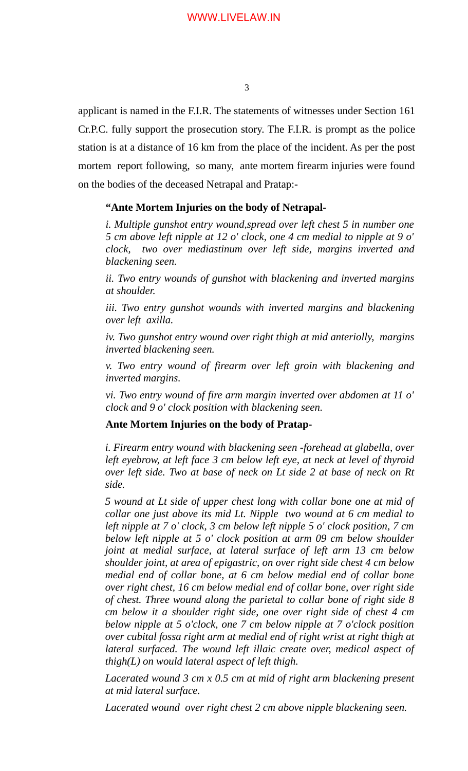applicant is named in the F.I.R. The statements of witnesses under Section 161 Cr.P.C. fully support the prosecution story. The F.I.R. is prompt as the police station is at a distance of 16 km from the place of the incident. As per the post mortem report following, so many, ante mortem firearm injuries were found on the bodies of the deceased Netrapal and Pratap:-

**"Ante Mortem Injuries on the body of Netrapal-**

*i. Multiple gunshot entry wound,spread over left chest 5 in number one 5 cm above left nipple at 12 o' clock, one 4 cm medial to nipple at 9 o' clock, two over mediastinum over left side, margins inverted and blackening seen.*

*ii. Two entry wounds of gunshot with blackening and inverted margins at shoulder.*

*iii. Two entry gunshot wounds with inverted margins and blackening over left axilla.*

*iv. Two gunshot entry wound over right thigh at mid anteriolly, margins inverted blackening seen.*

*v. Two entry wound of firearm over left groin with blackening and inverted margins.*

*vi. Two entry wound of fire arm margin inverted over abdomen at 11 o' clock and 9 o' clock position with blackening seen.*

**Ante Mortem Injuries on the body of Pratap-**

*i. Firearm entry wound with blackening seen -forehead at glabella, over left eyebrow, at left face 3 cm below left eye, at neck at level of thyroid over left side. Two at base of neck on Lt side 2 at base of neck on Rt side.*

*5 wound at Lt side of upper chest long with collar bone one at mid of collar one just above its mid Lt. Nipple two wound at 6 cm medial to left nipple at 7 o' clock, 3 cm below left nipple 5 o' clock position, 7 cm below left nipple at 5 o' clock position at arm 09 cm below shoulder joint at medial surface, at lateral surface of left arm 13 cm below shoulder joint, at area of epigastric, on over right side chest 4 cm below medial end of collar bone, at 6 cm below medial end of collar bone over right chest, 16 cm below medial end of collar bone, over right side of chest. Three wound along the parietal to collar bone of right side 8 cm below it a shoulder right side, one over right side of chest 4 cm below nipple at 5 o'clock, one 7 cm below nipple at 7 o'clock position over cubital fossa right arm at medial end of right wrist at right thigh at lateral surfaced. The wound left illaic create over, medical aspect of thigh(L) on would lateral aspect of left thigh.*

*Lacerated wound 3 cm x 0.5 cm at mid of right arm blackening present at mid lateral surface.*

*Lacerated wound over right chest 2 cm above nipple blackening seen.*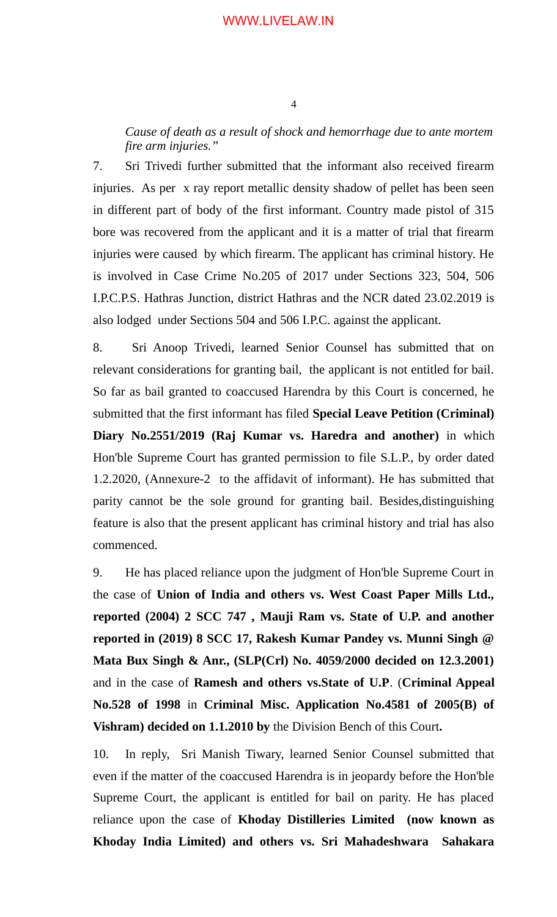*Cause of death as a result of shock and hemorrhage due to ante mortem fire arm injuries."*

7. Sri Trivedi further submitted that the informant also received firearm injuries. As per x ray report metallic density shadow of pellet has been seen in different part of body of the first informant. Country made pistol of 315 bore was recovered from the applicant and it is a matter of trial that firearm injuries were caused by which firearm. The applicant has criminal history. He is involved in Case Crime No.205 of 2017 under Sections 323, 504, 506 I.P.C.P.S. Hathras Junction, district Hathras and the NCR dated 23.02.2019 is also lodged under Sections 504 and 506 I.P.C. against the applicant.

8. Sri Anoop Trivedi, learned Senior Counsel has submitted that on relevant considerations for granting bail, the applicant is not entitled for bail. So far as bail granted to coaccused Harendra by this Court is concerned, he submitted that the first informant has filed **Special Leave Petition (Criminal) Diary No.2551/2019 (Raj Kumar vs. Haredra and another)** in which Hon'ble Supreme Court has granted permission to file S.L.P., by order dated 1.2.2020, (Annexure-2 to the affidavit of informant). He has submitted that parity cannot be the sole ground for granting bail. Besides,distinguishing feature is also that the present applicant has criminal history and trial has also commenced.

9. He has placed reliance upon the judgment of Hon'ble Supreme Court in the case of **Union of India and others vs. West Coast Paper Mills Ltd., reported (2004) 2 SCC 747 , Mauji Ram vs. State of U.P. and another reported in (2019) 8 SCC 17, Rakesh Kumar Pandey vs. Munni Singh @ Mata Bux Singh & Anr., (SLP(Crl) No. 4059/2000 decided on 12.3.2001)** and in the case of **Ramesh and others vs.State of U.P**. (**Criminal Appeal No.528 of 1998** in **Criminal Misc. Application No.4581 of 2005(B) of Vishram) decided on 1.1.2010 by** the Division Bench of this Court**.**

10. In reply, Sri Manish Tiwary, learned Senior Counsel submitted that even if the matter of the coaccused Harendra is in jeopardy before the Hon'ble Supreme Court, the applicant is entitled for bail on parity. He has placed reliance upon the case of **Khoday Distilleries Limited (now known as Khoday India Limited) and others vs. Sri Mahadeshwara Sahakara**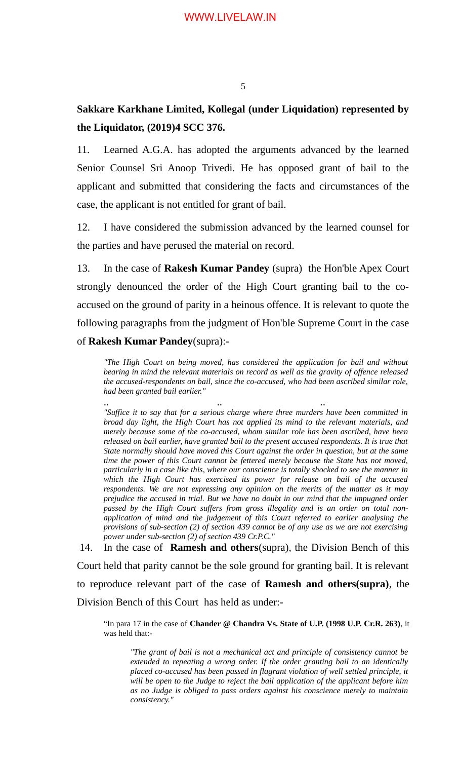**Sakkare Karkhane Limited, Kollegal (under Liquidation) represented by the Liquidator, (2019)4 SCC 376.**

11. Learned A.G.A. has adopted the arguments advanced by the learned Senior Counsel Sri Anoop Trivedi. He has opposed grant of bail to the applicant and submitted that considering the facts and circumstances of the case, the applicant is not entitled for grant of bail.

12. I have considered the submission advanced by the learned counsel for the parties and have perused the material on record.

13. In the case of **Rakesh Kumar Pandey** (supra) the Hon'ble Apex Court strongly denounced the order of the High Court granting bail to the co-accused on the ground of parity in a heinous offence. It is relevant to quote the following paragraphs from the judgment of Hon'ble Supreme Court in the case of **Rakesh Kumar Pandey**(supra):-

> *"The High Court on being moved, has considered the application for bail and without bearing in mind the relevant materials on record as well as the gravity of offence released the accused-respondents on bail, since the co-accused, who had been ascribed similar role, had been granted bail earlier."*
>
> .. .. ..
>
> *"Suffice it to say that for a serious charge where three murders have been committed in broad day light, the High Court has not applied its mind to the relevant materials, and merely because some of the co-accused, whom similar role has been ascribed, have been released on bail earlier, have granted bail to the present accused respondents. It is true that State normally should have moved this Court against the order in question, but at the same time the power of this Court cannot be fettered merely because the State has not moved, particularly in a case like this, where our conscience is totally shocked to see the manner in which the High Court has exercised its power for release on bail of the accused respondents. We are not expressing any opinion on the merits of the matter as it may prejudice the accused in trial. But we have no doubt in our mind that the impugned order passed by the High Court suffers from gross illegality and is an order on total non-application of mind and the judgement of this Court referred to earlier analysing the provisions of sub-section (2) of section 439 cannot be of any use as we are not exercising power under sub-section (2) of section 439 Cr.P.C."*

14. In the case of **Ramesh and others**(supra), the Division Bench of this Court held that parity cannot be the sole ground for granting bail. It is relevant to reproduce relevant part of the case of **Ramesh and others(supra)**, the Division Bench of this Court has held as under:-

> "In para 17 in the case of **Chander @ Chandra Vs. State of U.P. (1998 U.P. Cr.R. 263)**, it was held that:-
>
> > *"The grant of bail is not a mechanical act and principle of consistency cannot be extended to repeating a wrong order. If the order granting bail to an identically placed co-accused has been passed in flagrant violation of well settled principle, it will be open to the Judge to reject the bail application of the applicant before him as no Judge is obliged to pass orders against his conscience merely to maintain consistency."*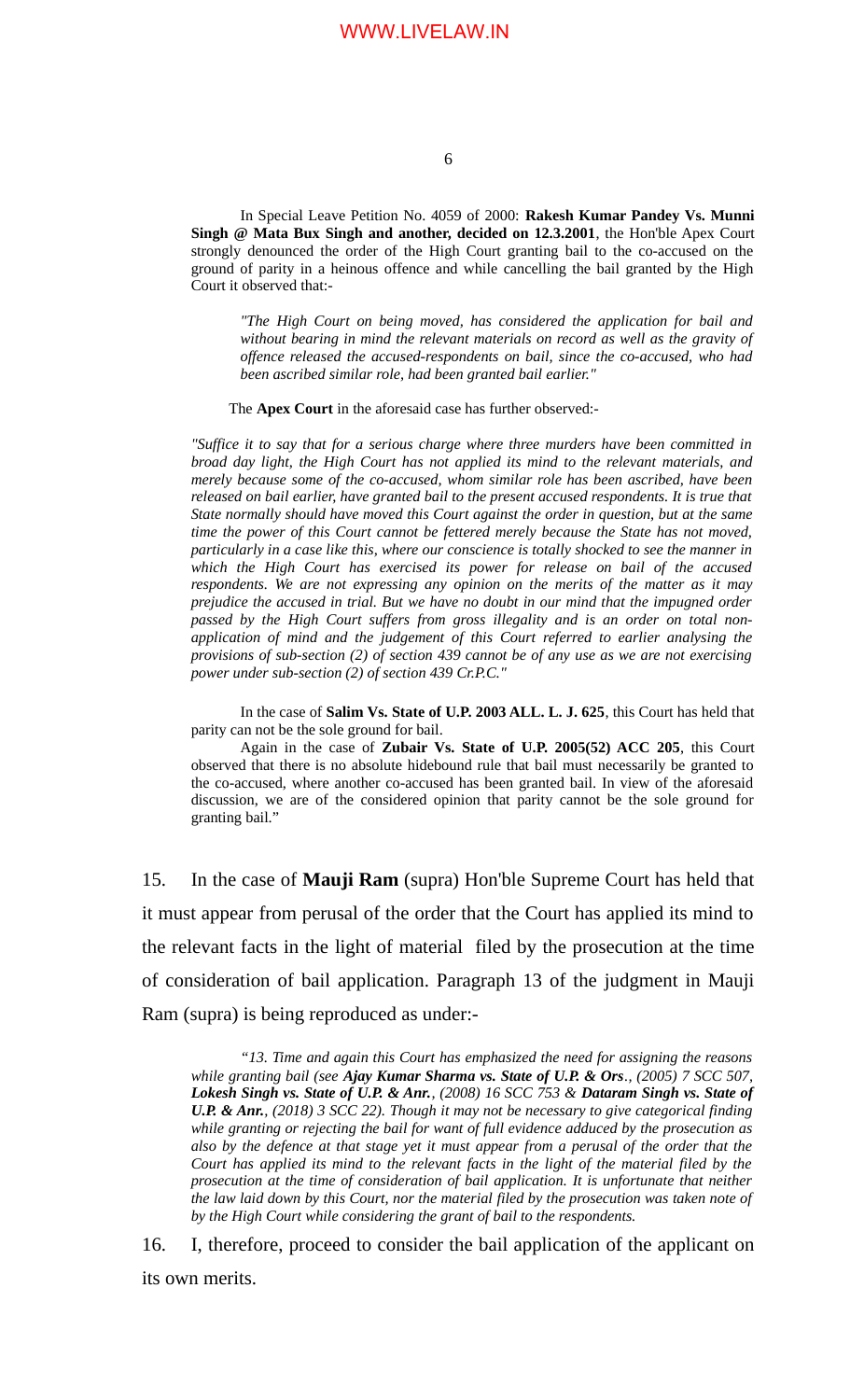In Special Leave Petition No. 4059 of 2000: **Rakesh Kumar Pandey Vs. Munni Singh @ Mata Bux Singh and another, decided on 12.3.2001**, the Hon'ble Apex Court strongly denounced the order of the High Court granting bail to the co-accused on the ground of parity in a heinous offence and while cancelling the bail granted by the High Court it observed that:-

> *"The High Court on being moved, has considered the application for bail and without bearing in mind the relevant materials on record as well as the gravity of offence released the accused-respondents on bail, since the co-accused, who had been ascribed similar role, had been granted bail earlier."*

The **Apex Court** in the aforesaid case has further observed:-

*"Suffice it to say that for a serious charge where three murders have been committed in broad day light, the High Court has not applied its mind to the relevant materials, and merely because some of the co-accused, whom similar role has been ascribed, have been released on bail earlier, have granted bail to the present accused respondents. It is true that State normally should have moved this Court against the order in question, but at the same time the power of this Court cannot be fettered merely because the State has not moved, particularly in a case like this, where our conscience is totally shocked to see the manner in which the High Court has exercised its power for release on bail of the accused respondents. We are not expressing any opinion on the merits of the matter as it may prejudice the accused in trial. But we have no doubt in our mind that the impugned order passed by the High Court suffers from gross illegality and is an order on total non-application of mind and the judgement of this Court referred to earlier analysing the provisions of sub-section (2) of section 439 cannot be of any use as we are not exercising power under sub-section (2) of section 439 Cr.P.C."*

In the case of **Salim Vs. State of U.P. 2003 ALL. L. J. 625**, this Court has held that parity can not be the sole ground for bail.

Again in the case of **Zubair Vs. State of U.P. 2005(52) ACC 205**, this Court observed that there is no absolute hidebound rule that bail must necessarily be granted to the co-accused, where another co-accused has been granted bail. In view of the aforesaid discussion, we are of the considered opinion that parity cannot be the sole ground for granting bail."

15. In the case of **Mauji Ram** (supra) Hon'ble Supreme Court has held that it must appear from perusal of the order that the Court has applied its mind to the relevant facts in the light of material filed by the prosecution at the time of consideration of bail application. Paragraph 13 of the judgment in Mauji Ram (supra) is being reproduced as under:-

> *"13. Time and again this Court has emphasized the need for assigning the reasons while granting bail (see **Ajay Kumar Sharma vs. State of U.P. & Ors**., (2005) 7 SCC 507, **Lokesh Singh vs. State of U.P. & Anr.**, (2008) 16 SCC 753 & **Dataram Singh vs. State of U.P. & Anr.**, (2018) 3 SCC 22). Though it may not be necessary to give categorical finding while granting or rejecting the bail for want of full evidence adduced by the prosecution as also by the defence at that stage yet it must appear from a perusal of the order that the Court has applied its mind to the relevant facts in the light of the material filed by the prosecution at the time of consideration of bail application. It is unfortunate that neither the law laid down by this Court, nor the material filed by the prosecution was taken note of by the High Court while considering the grant of bail to the respondents.*

16. I, therefore, proceed to consider the bail application of the applicant on its own merits.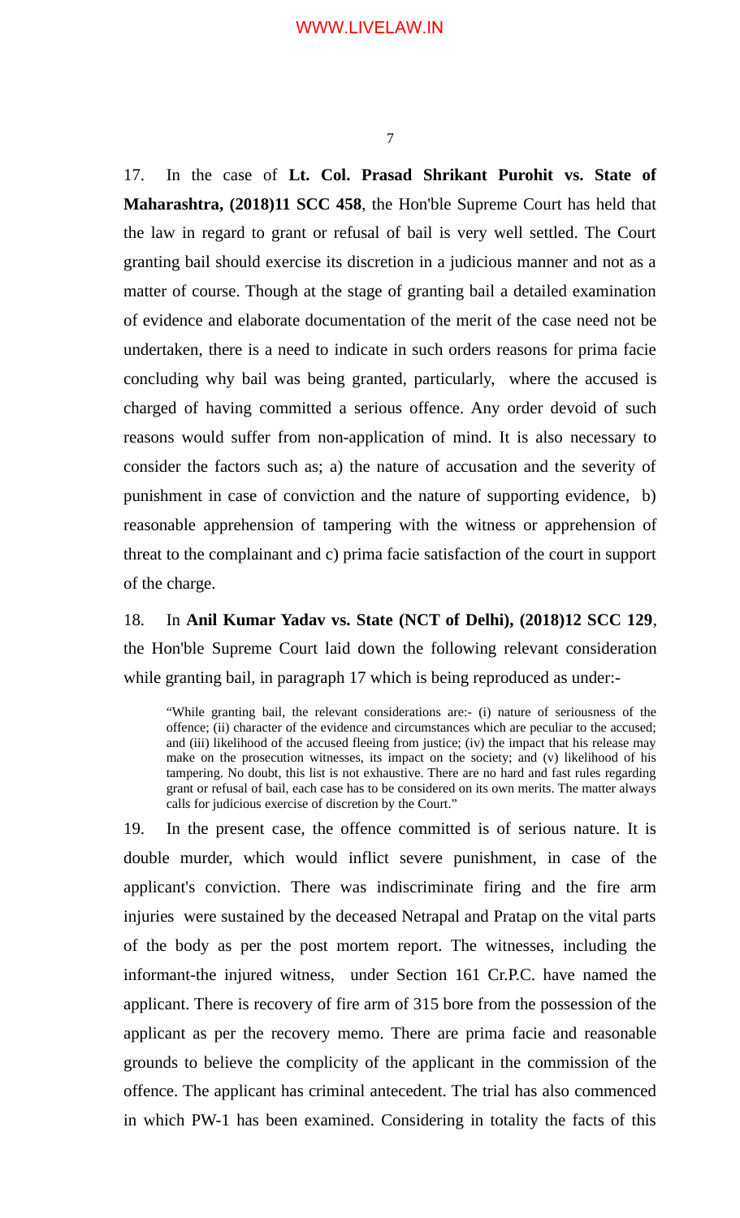17. In the case of **Lt. Col. Prasad Shrikant Purohit vs. State of Maharashtra, (2018)11 SCC 458**, the Hon'ble Supreme Court has held that the law in regard to grant or refusal of bail is very well settled. The Court granting bail should exercise its discretion in a judicious manner and not as a matter of course. Though at the stage of granting bail a detailed examination of evidence and elaborate documentation of the merit of the case need not be undertaken, there is a need to indicate in such orders reasons for prima facie concluding why bail was being granted, particularly, where the accused is charged of having committed a serious offence. Any order devoid of such reasons would suffer from non-application of mind. It is also necessary to consider the factors such as; a) the nature of accusation and the severity of punishment in case of conviction and the nature of supporting evidence, b) reasonable apprehension of tampering with the witness or apprehension of threat to the complainant and c) prima facie satisfaction of the court in support of the charge.

18. In **Anil Kumar Yadav vs. State (NCT of Delhi), (2018)12 SCC 129**, the Hon'ble Supreme Court laid down the following relevant consideration while granting bail, in paragraph 17 which is being reproduced as under:-

> "While granting bail, the relevant considerations are:- (i) nature of seriousness of the offence; (ii) character of the evidence and circumstances which are peculiar to the accused; and (iii) likelihood of the accused fleeing from justice; (iv) the impact that his release may make on the prosecution witnesses, its impact on the society; and (v) likelihood of his tampering. No doubt, this list is not exhaustive. There are no hard and fast rules regarding grant or refusal of bail, each case has to be considered on its own merits. The matter always calls for judicious exercise of discretion by the Court."

19. In the present case, the offence committed is of serious nature. It is double murder, which would inflict severe punishment, in case of the applicant's conviction. There was indiscriminate firing and the fire arm injuries were sustained by the deceased Netrapal and Pratap on the vital parts of the body as per the post mortem report. The witnesses, including the informant-the injured witness, under Section 161 Cr.P.C. have named the applicant. There is recovery of fire arm of 315 bore from the possession of the applicant as per the recovery memo. There are prima facie and reasonable grounds to believe the complicity of the applicant in the commission of the offence. The applicant has criminal antecedent. The trial has also commenced in which PW-1 has been examined. Considering in totality the facts of this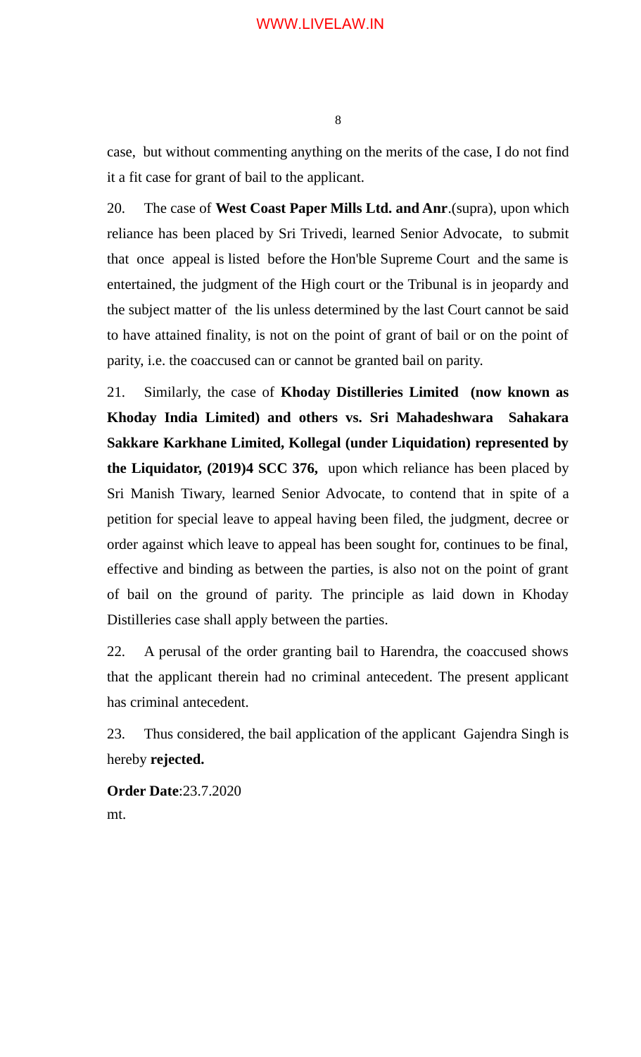case, but without commenting anything on the merits of the case, I do not find it a fit case for grant of bail to the applicant.

20. The case of **West Coast Paper Mills Ltd. and Anr**.(supra), upon which reliance has been placed by Sri Trivedi, learned Senior Advocate, to submit that once appeal is listed before the Hon'ble Supreme Court and the same is entertained, the judgment of the High court or the Tribunal is in jeopardy and the subject matter of the lis unless determined by the last Court cannot be said to have attained finality, is not on the point of grant of bail or on the point of parity, i.e. the coaccused can or cannot be granted bail on parity.

21. Similarly, the case of **Khoday Distilleries Limited (now known as Khoday India Limited) and others vs. Sri Mahadeshwara Sahakara Sakkare Karkhane Limited, Kollegal (under Liquidation) represented by the Liquidator, (2019)4 SCC 376,** upon which reliance has been placed by Sri Manish Tiwary, learned Senior Advocate, to contend that in spite of a petition for special leave to appeal having been filed, the judgment, decree or order against which leave to appeal has been sought for, continues to be final, effective and binding as between the parties, is also not on the point of grant of bail on the ground of parity. The principle as laid down in Khoday Distilleries case shall apply between the parties.

22. A perusal of the order granting bail to Harendra, the coaccused shows that the applicant therein had no criminal antecedent. The present applicant has criminal antecedent.

23. Thus considered, the bail application of the applicant Gajendra Singh is hereby **rejected.**

**Order Date**:23.7.2020

mt.